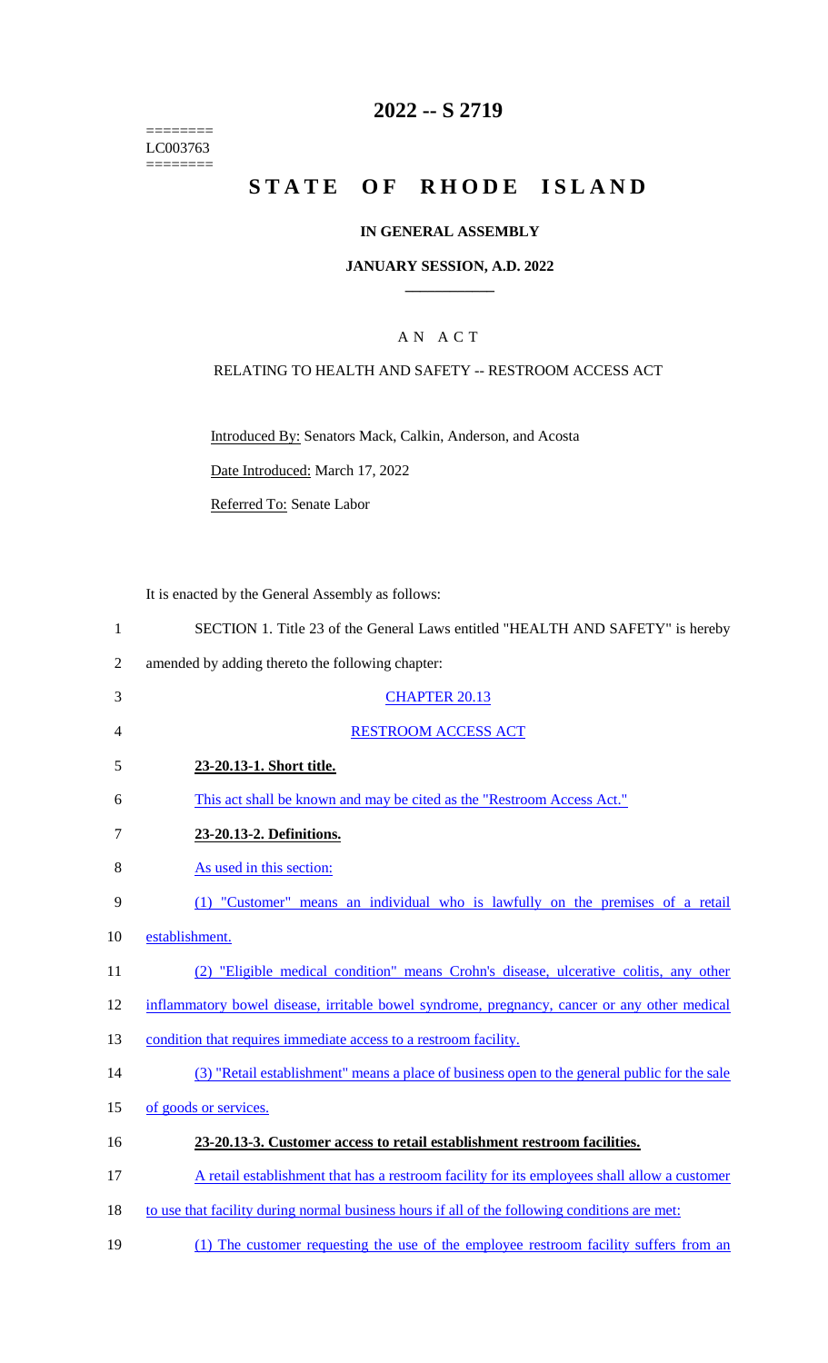# 2022 -- S 2719

========
LC003763
========

# STATE OF RHODE ISLAND

## IN GENERAL ASSEMBLY

### JANUARY SESSION, A.D. 2022

## A N A C T

RELATING TO HEALTH AND SAFETY -- RESTROOM ACCESS ACT

Introduced By: Senators Mack, Calkin, Anderson, and Acosta

Date Introduced: March 17, 2022

Referred To: Senate Labor

It is enacted by the General Assembly as follows:

1 SECTION 1. Title 23 of the General Laws entitled "HEALTH AND SAFETY" is hereby
2 amended by adding thereto the following chapter:

3 CHAPTER 20.13

4 RESTROOM ACCESS ACT

5 **23-20.13-1. Short title.**

6 This act shall be known and may be cited as the "Restroom Access Act."

7 **23-20.13-2. Definitions.**

8 As used in this section:

9 (1) "Customer" means an individual who is lawfully on the premises of a retail
10 establishment.

11 (2) "Eligible medical condition" means Crohn's disease, ulcerative colitis, any other
12 inflammatory bowel disease, irritable bowel syndrome, pregnancy, cancer or any other medical
13 condition that requires immediate access to a restroom facility.

14 (3) "Retail establishment" means a place of business open to the general public for the sale
15 of goods or services.

16 **23-20.13-3. Customer access to retail establishment restroom facilities.**

17 A retail establishment that has a restroom facility for its employees shall allow a customer
18 to use that facility during normal business hours if all of the following conditions are met:

19 (1) The customer requesting the use of the employee restroom facility suffers from an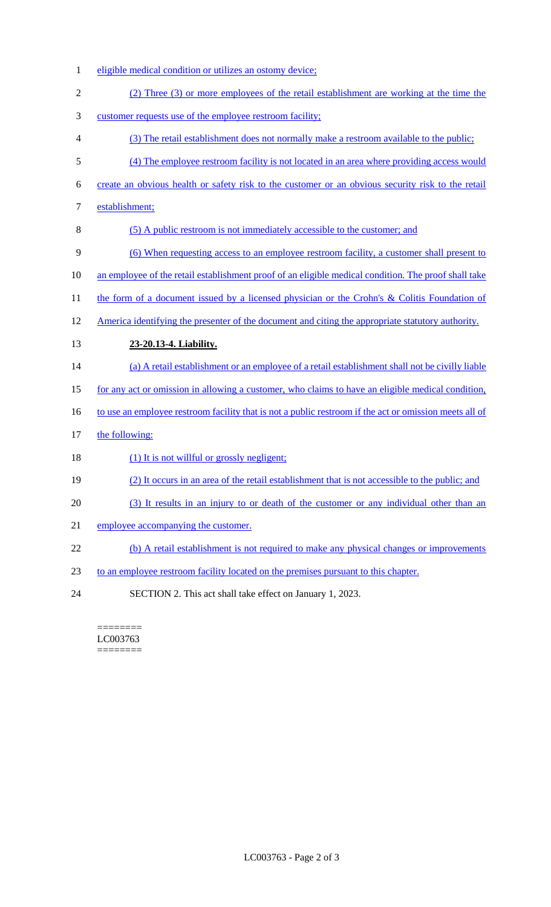eligible medical condition or utilizes an ostomy device;

(2) Three (3) or more employees of the retail establishment are working at the time the customer requests use of the employee restroom facility;

(3) The retail establishment does not normally make a restroom available to the public;

(4) The employee restroom facility is not located in an area where providing access would create an obvious health or safety risk to the customer or an obvious security risk to the retail establishment;

(5) A public restroom is not immediately accessible to the customer; and

(6) When requesting access to an employee restroom facility, a customer shall present to an employee of the retail establishment proof of an eligible medical condition. The proof shall take the form of a document issued by a licensed physician or the Crohn's & Colitis Foundation of America identifying the presenter of the document and citing the appropriate statutory authority.

**23-20.13-4. Liability.**

(a) A retail establishment or an employee of a retail establishment shall not be civilly liable for any act or omission in allowing a customer, who claims to have an eligible medical condition, to use an employee restroom facility that is not a public restroom if the act or omission meets all of the following:

(1) It is not willful or grossly negligent;

(2) It occurs in an area of the retail establishment that is not accessible to the public; and

(3) It results in an injury to or death of the customer or any individual other than an employee accompanying the customer.

(b) A retail establishment is not required to make any physical changes or improvements to an employee restroom facility located on the premises pursuant to this chapter.

SECTION 2. This act shall take effect on January 1, 2023.

========
LC003763
========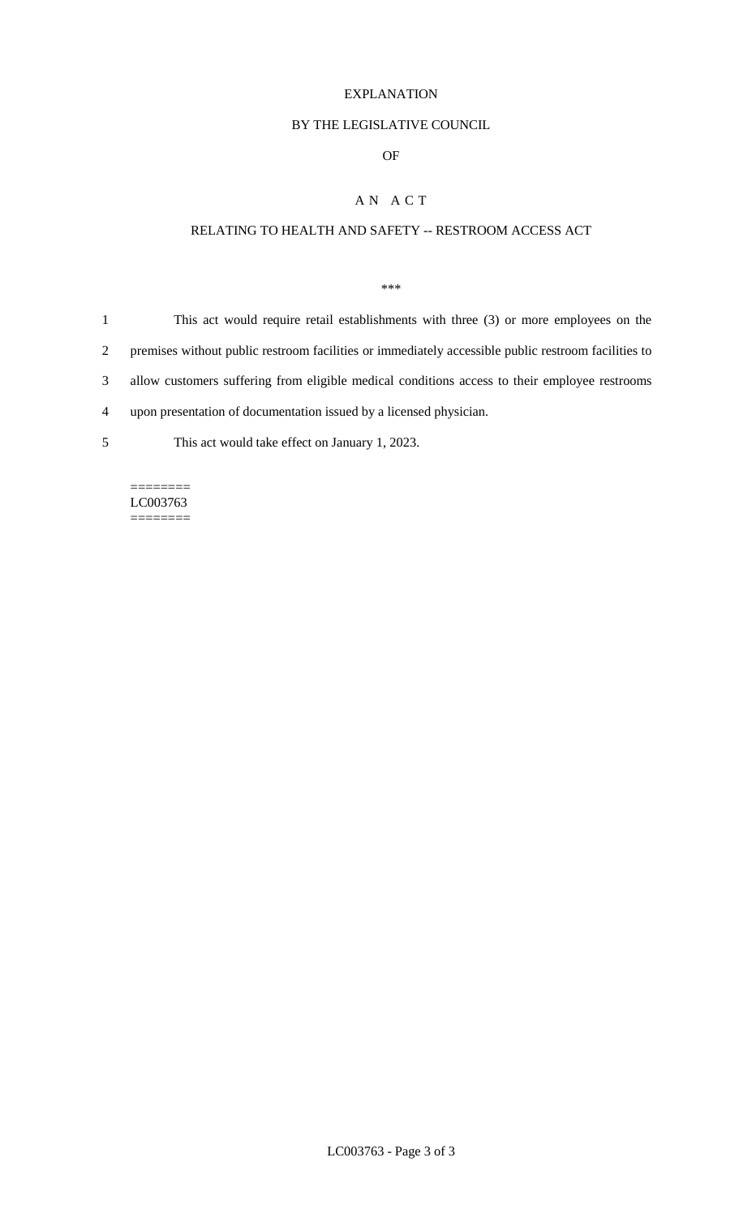EXPLANATION

BY THE LEGISLATIVE COUNCIL

OF

A N A C T

RELATING TO HEALTH AND SAFETY -- RESTROOM ACCESS ACT

\*\*\*

This act would require retail establishments with three (3) or more employees on the premises without public restroom facilities or immediately accessible public restroom facilities to allow customers suffering from eligible medical conditions access to their employee restrooms upon presentation of documentation issued by a licensed physician.

This act would take effect on January 1, 2023.

========
LC003763
========